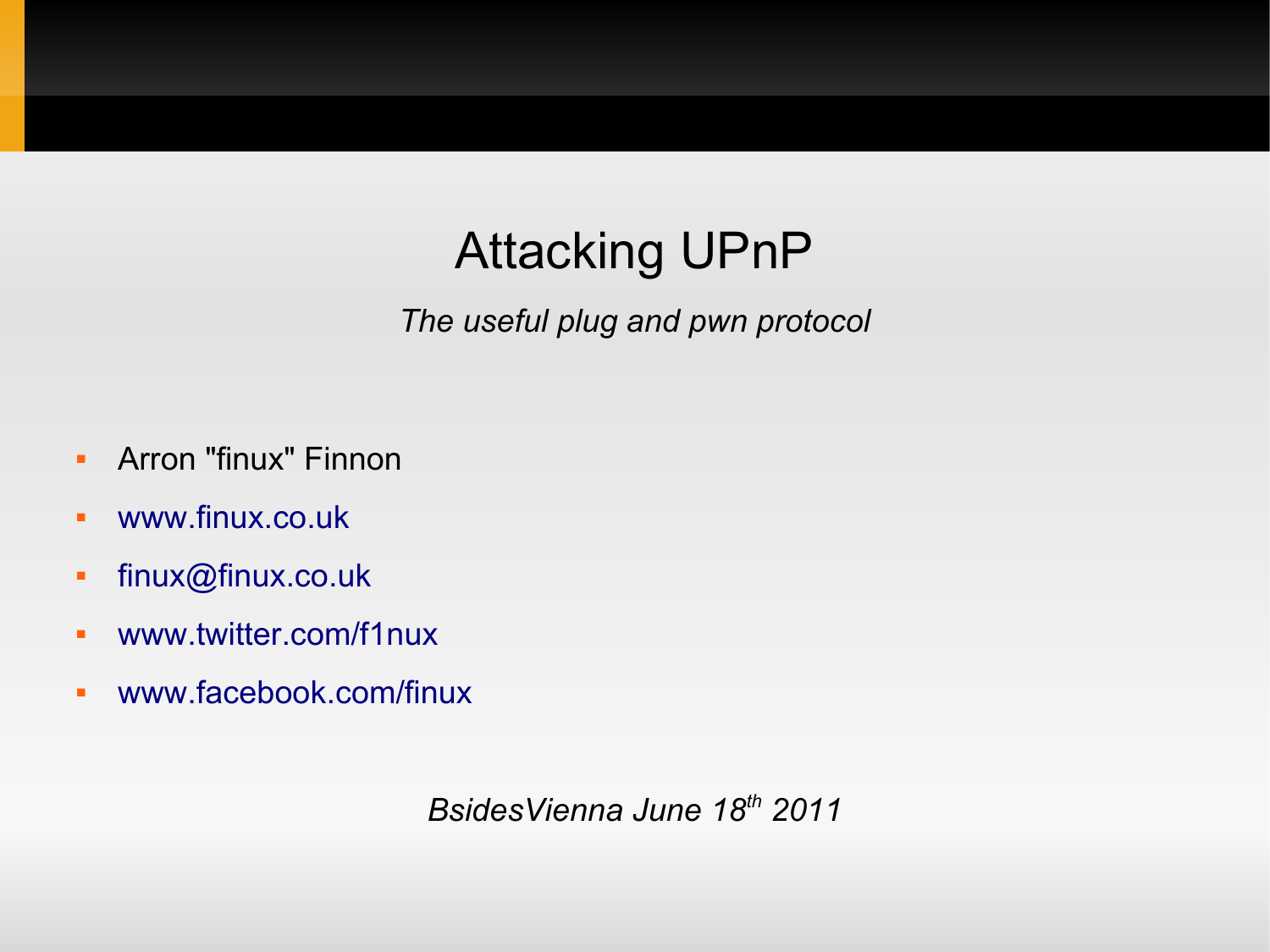# Attacking UPnP

*The useful plug and pwn protocol*

- Arron "finux" Finnon
- www.finux.co.uk
- finux@finux.co.uk
- www.twitter.com/f1nux
- www.facebook.com/finux

*BsidesVienna June 18th 2011*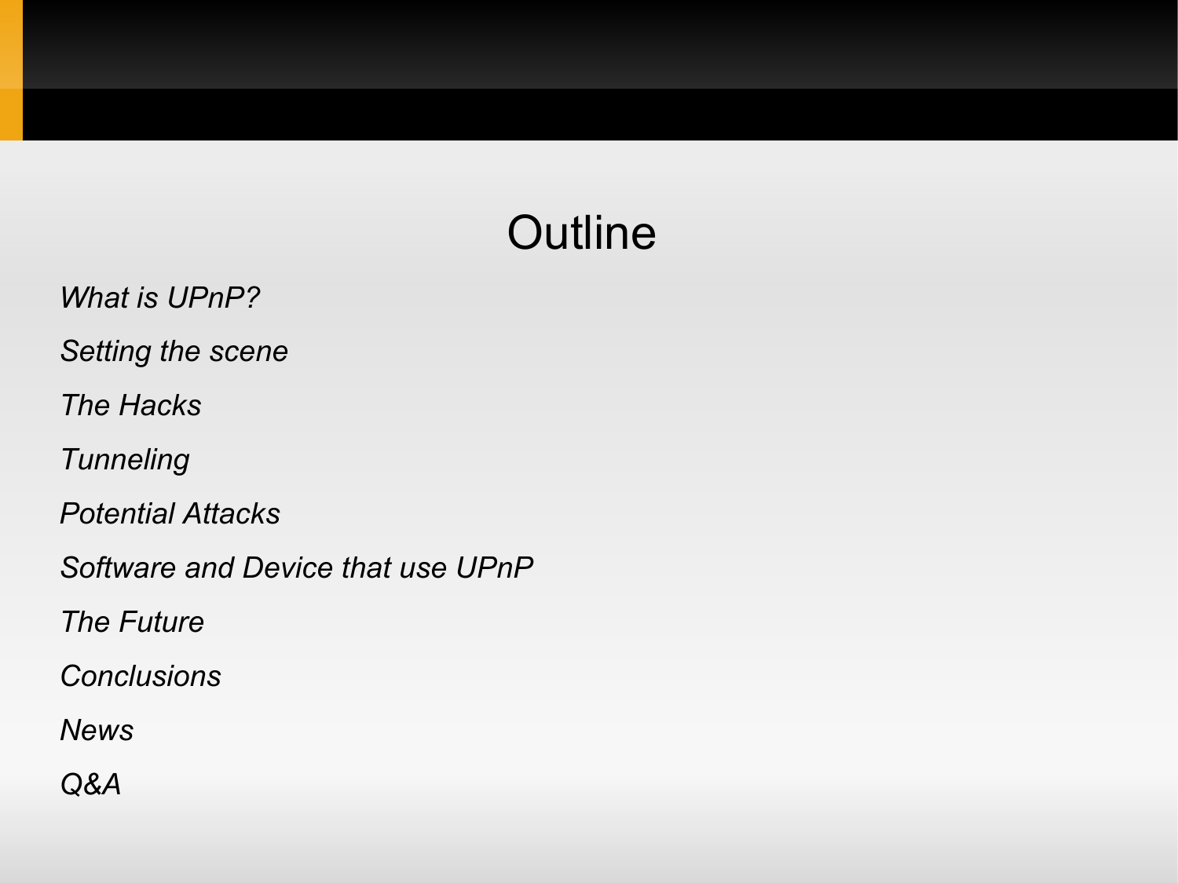# Outline

- *What is UPnP?*
- *Setting the scene*
- *The Hacks*
- *Tunneling*
- *Potential Attacks*
- *Software and Device that use UPnP*
- *The Future*
- *Conclusions*
- *News*
- *Q&A*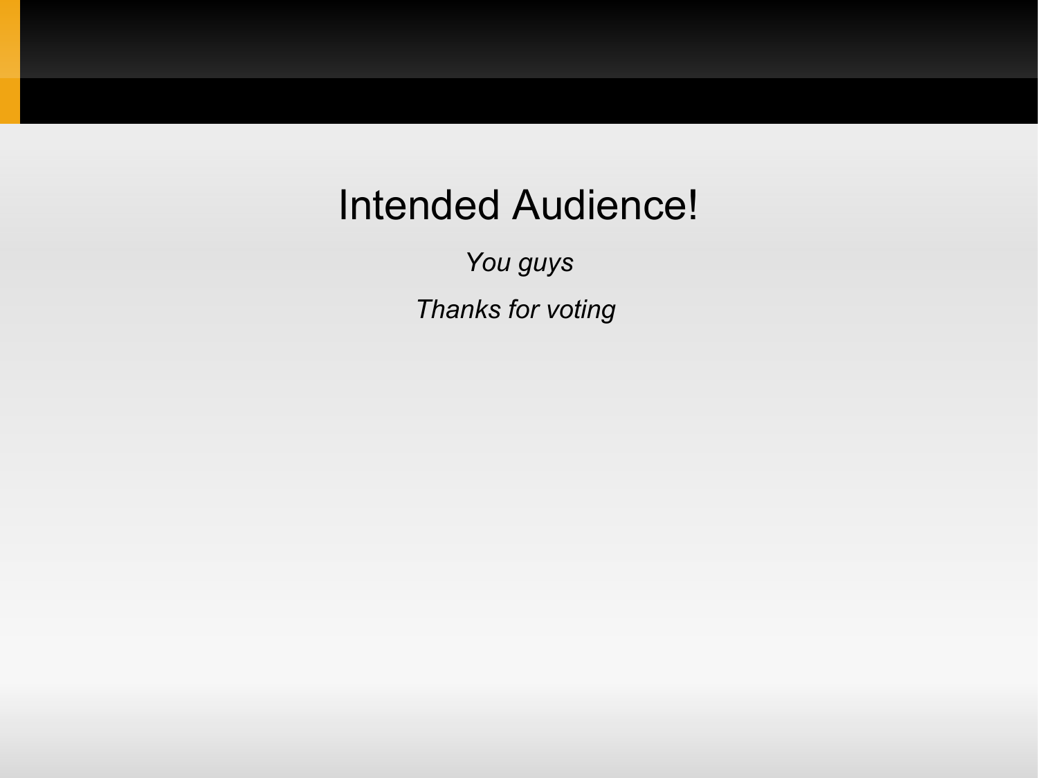# Intended Audience!

*You guys*

*Thanks for voting*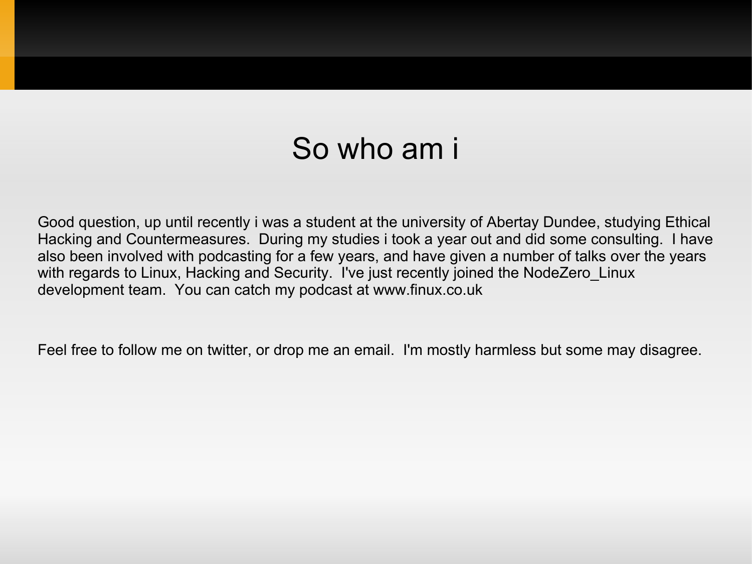# So who am i

Good question, up until recently i was a student at the university of Abertay Dundee, studying Ethical Hacking and Countermeasures. During my studies i took a year out and did some consulting. I have also been involved with podcasting for a few years, and have given a number of talks over the years with regards to Linux, Hacking and Security. I've just recently joined the NodeZero_Linux development team. You can catch my podcast at www.finux.co.uk

Feel free to follow me on twitter, or drop me an email. I'm mostly harmless but some may disagree.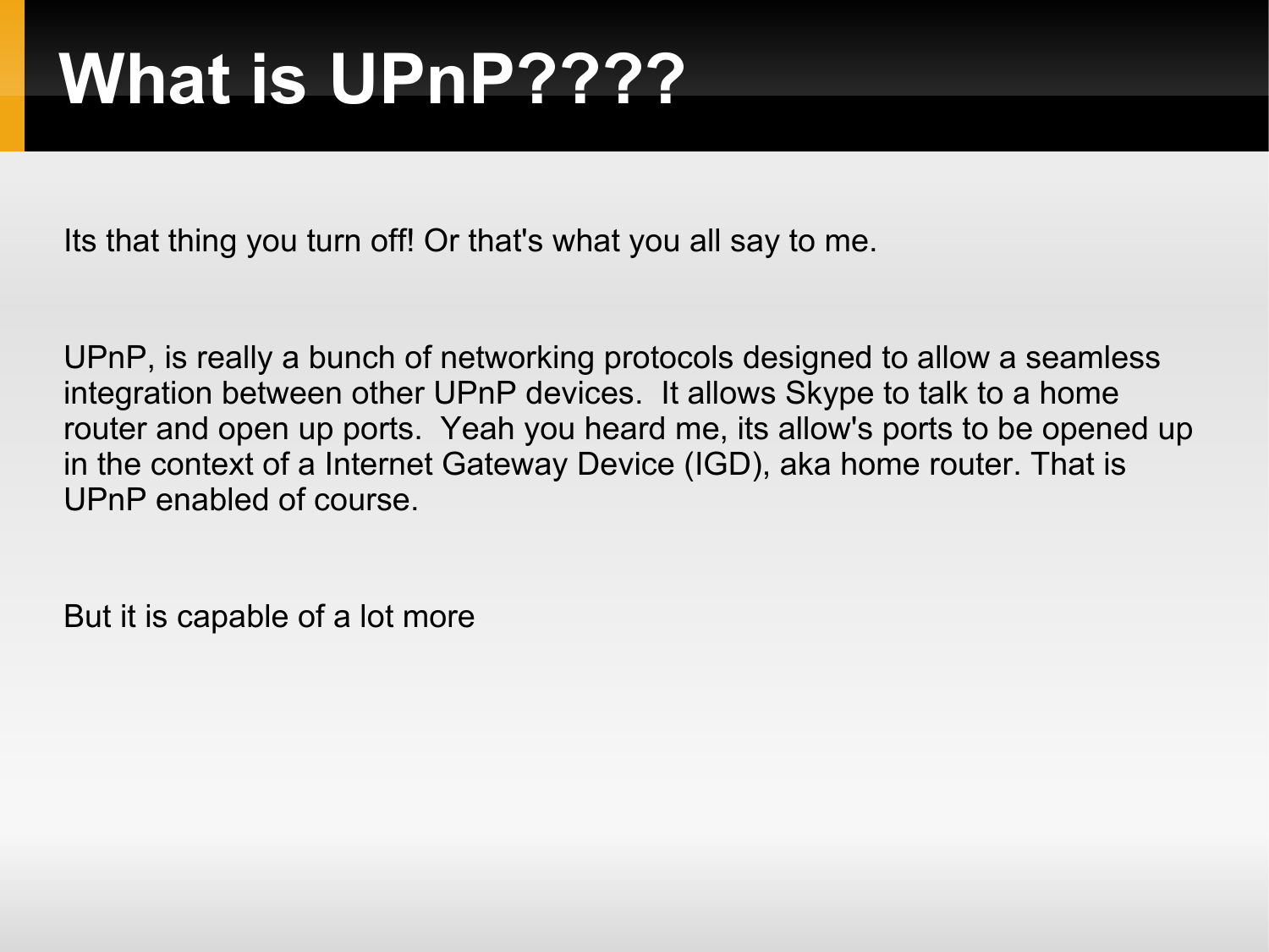# What is UPnP????

Its that thing you turn off! Or that's what you all say to me.

UPnP, is really a bunch of networking protocols designed to allow a seamless integration between other UPnP devices.  It allows Skype to talk to a home router and open up ports.  Yeah you heard me, its allow's ports to be opened up in the context of a Internet Gateway Device (IGD), aka home router. That is UPnP enabled of course.

But it is capable of a lot more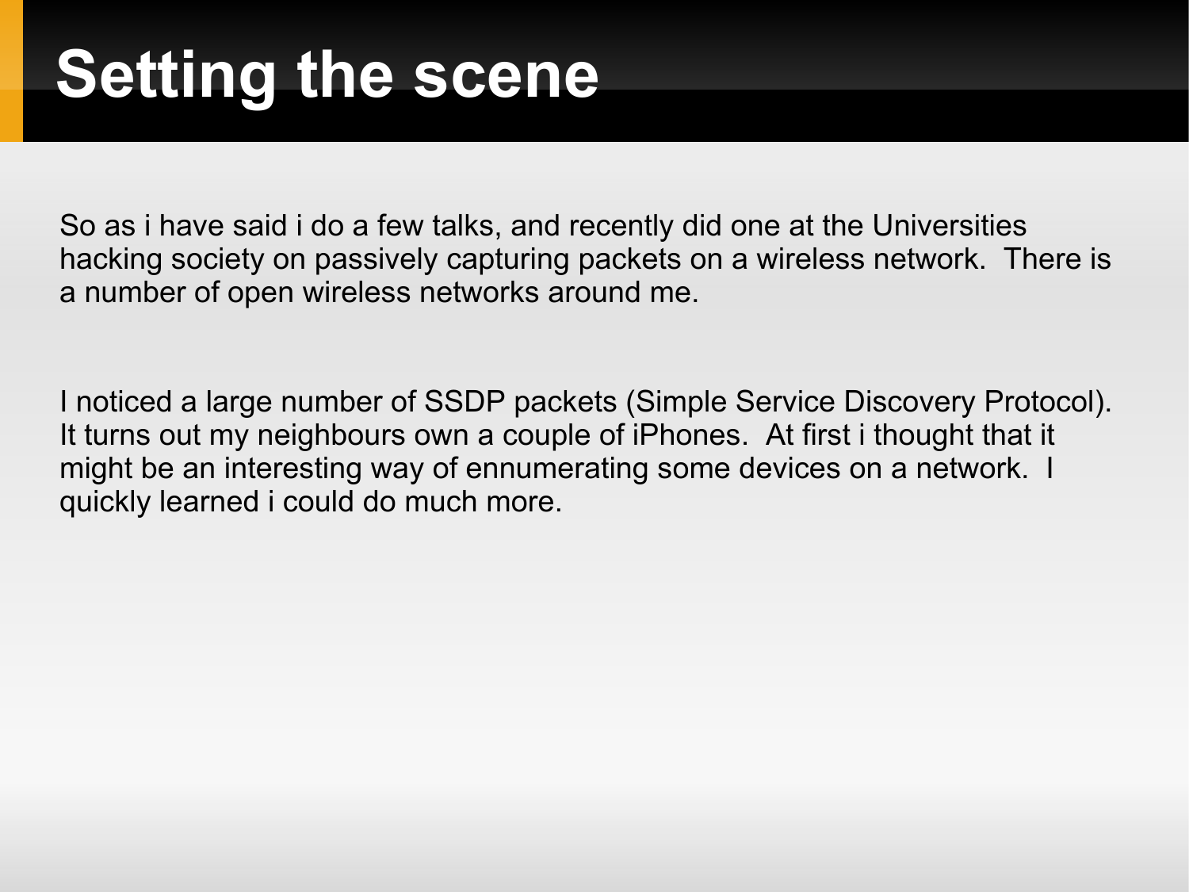# Setting the scene

So as i have said i do a few talks, and recently did one at the Universities hacking society on passively capturing packets on a wireless network. There is a number of open wireless networks around me.

I noticed a large number of SSDP packets (Simple Service Discovery Protocol). It turns out my neighbours own a couple of iPhones. At first i thought that it might be an interesting way of ennumerating some devices on a network. I quickly learned i could do much more.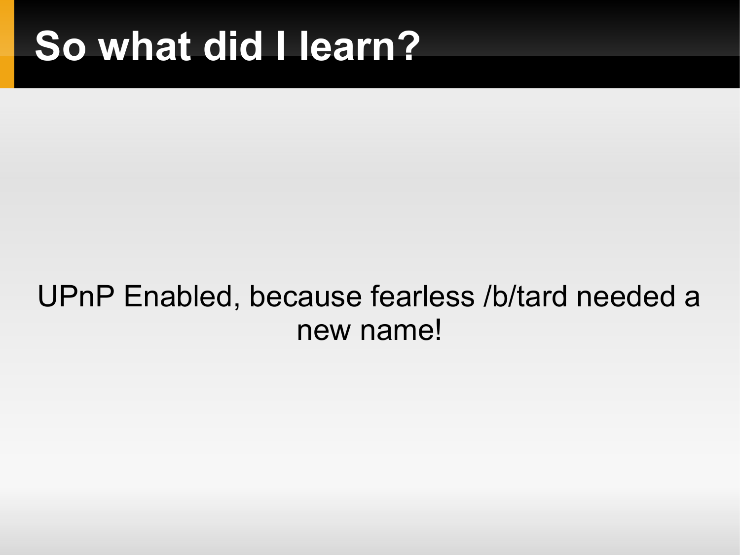# So what did I learn?

UPnP Enabled, because fearless /b/tard needed a new name!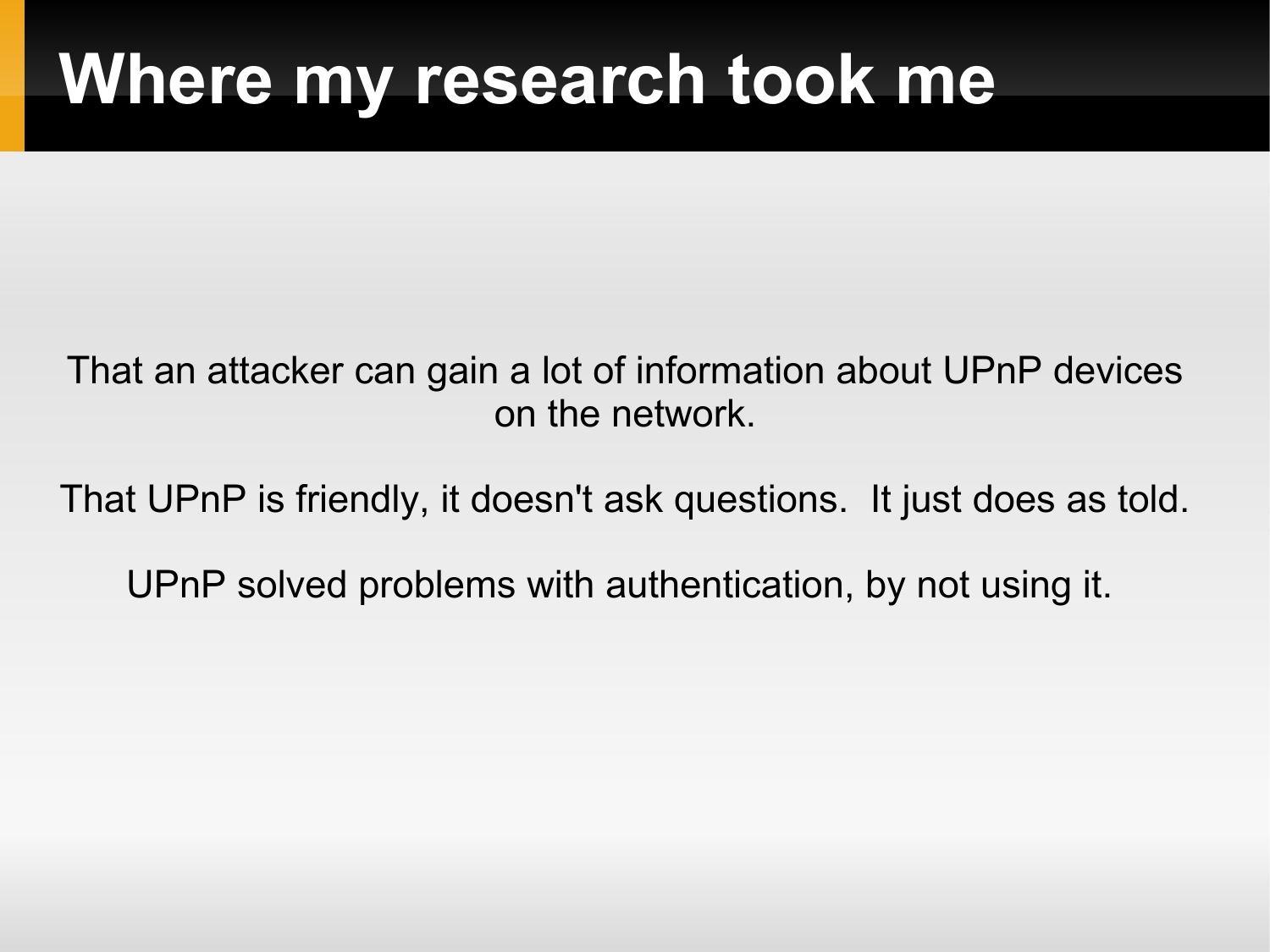# Where my research took me

That an attacker can gain a lot of information about UPnP devices on the network.

That UPnP is friendly, it doesn't ask questions.  It just does as told.

UPnP solved problems with authentication, by not using it.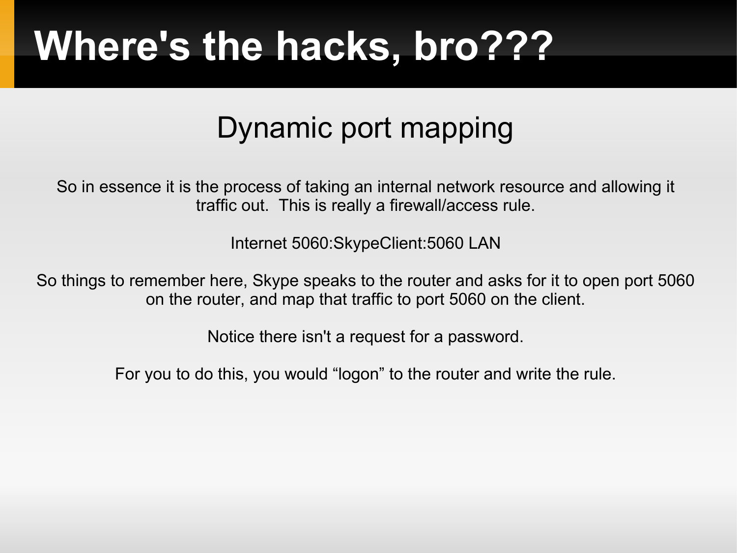# Where's the hacks, bro???

## Dynamic port mapping

So in essence it is the process of taking an internal network resource and allowing it traffic out. This is really a firewall/access rule.

Internet 5060:SkypeClient:5060 LAN

So things to remember here, Skype speaks to the router and asks for it to open port 5060 on the router, and map that traffic to port 5060 on the client.

Notice there isn't a request for a password.

For you to do this, you would "logon" to the router and write the rule.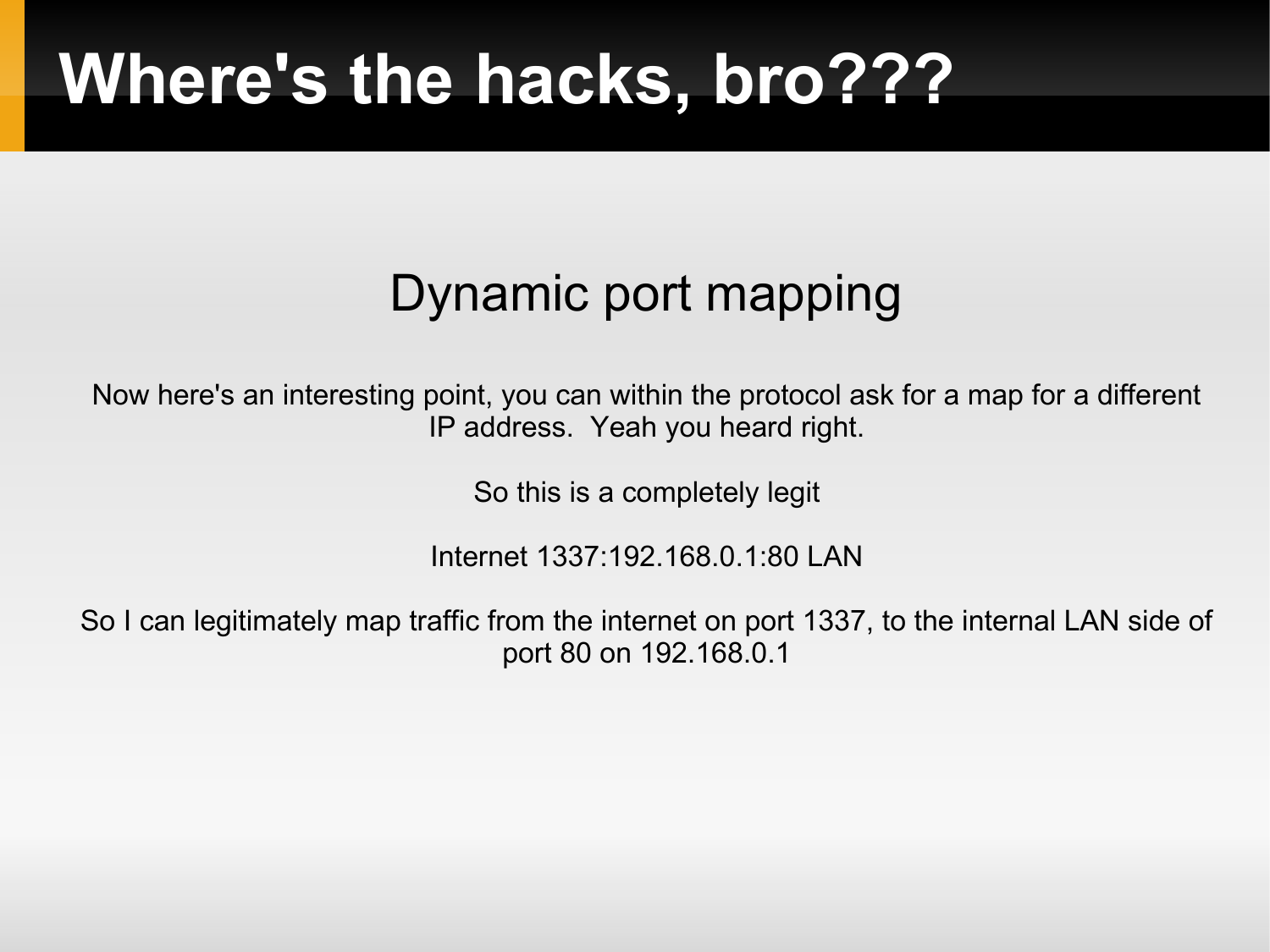# Where's the hacks, bro???

## Dynamic port mapping

Now here's an interesting point, you can within the protocol ask for a map for a different IP address. Yeah you heard right.

So this is a completely legit

Internet 1337:192.168.0.1:80 LAN

So I can legitimately map traffic from the internet on port 1337, to the internal LAN side of port 80 on 192.168.0.1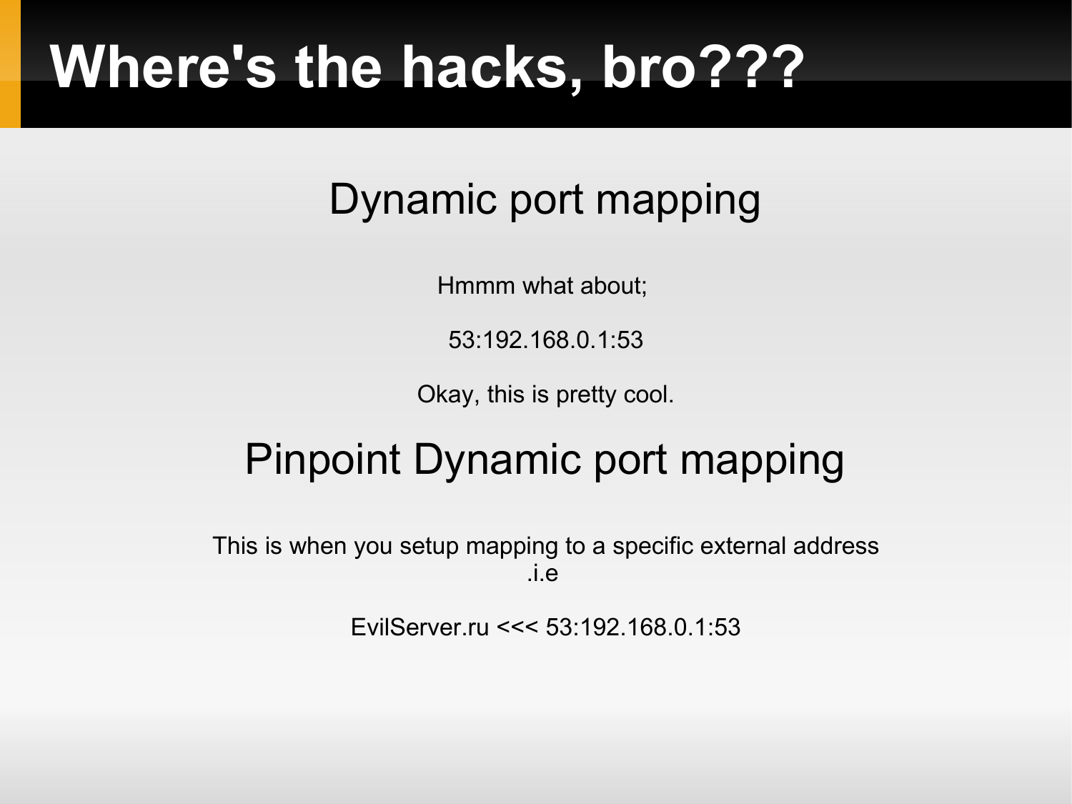# Where's the hacks, bro???

## Dynamic port mapping

Hmmm what about;

53:192.168.0.1:53

Okay, this is pretty cool.

## Pinpoint Dynamic port mapping

This is when you setup mapping to a specific external address .i.e

EvilServer.ru <<< 53:192.168.0.1:53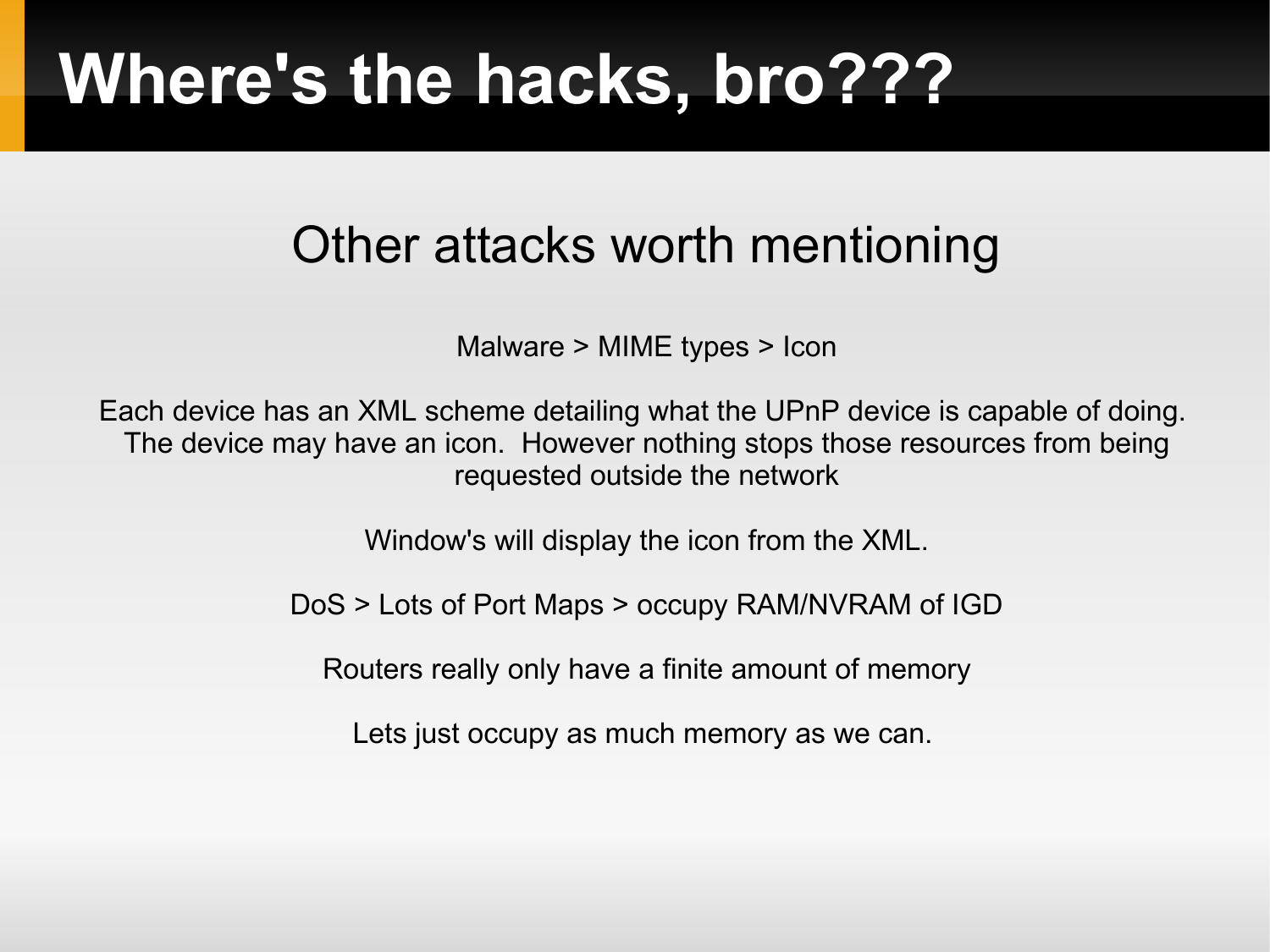# Where's the hacks, bro???

## Other attacks worth mentioning

Malware > MIME types > Icon

Each device has an XML scheme detailing what the UPnP device is capable of doing. The device may have an icon. However nothing stops those resources from being requested outside the network

Window's will display the icon from the XML.

DoS > Lots of Port Maps > occupy RAM/NVRAM of IGD

Routers really only have a finite amount of memory

Lets just occupy as much memory as we can.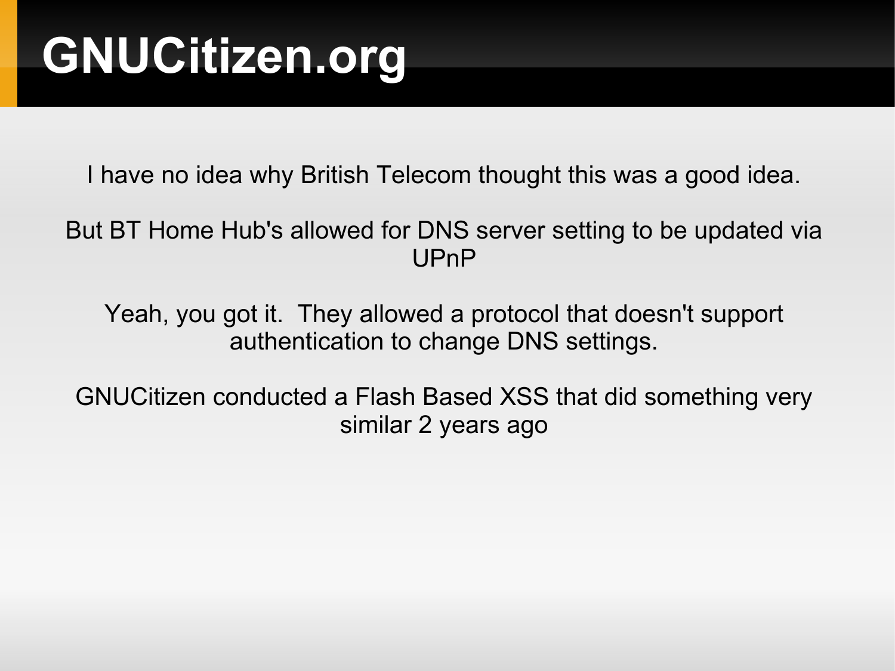# GNUCitizen.org

I have no idea why British Telecom thought this was a good idea.

But BT Home Hub's allowed for DNS server setting to be updated via UPnP

Yeah, you got it.  They allowed a protocol that doesn't support authentication to change DNS settings.

GNUCitizen conducted a Flash Based XSS that did something very similar 2 years ago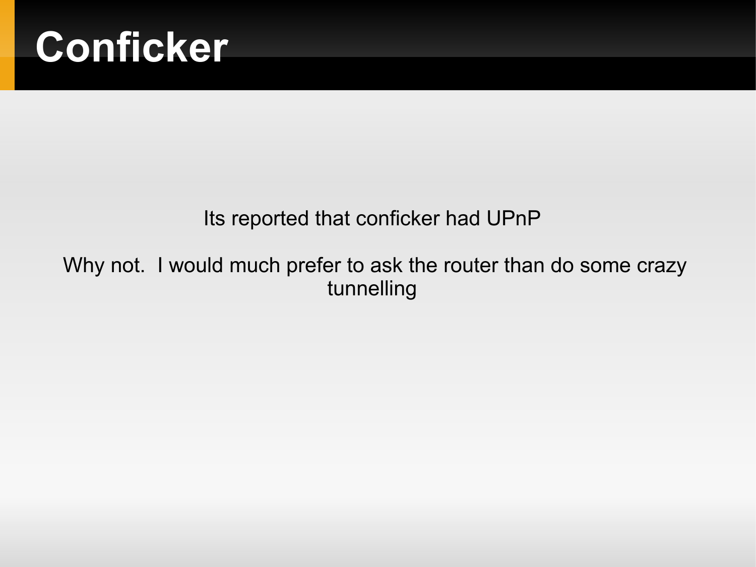# Conficker

Its reported that conficker had UPnP

Why not. I would much prefer to ask the router than do some crazy tunnelling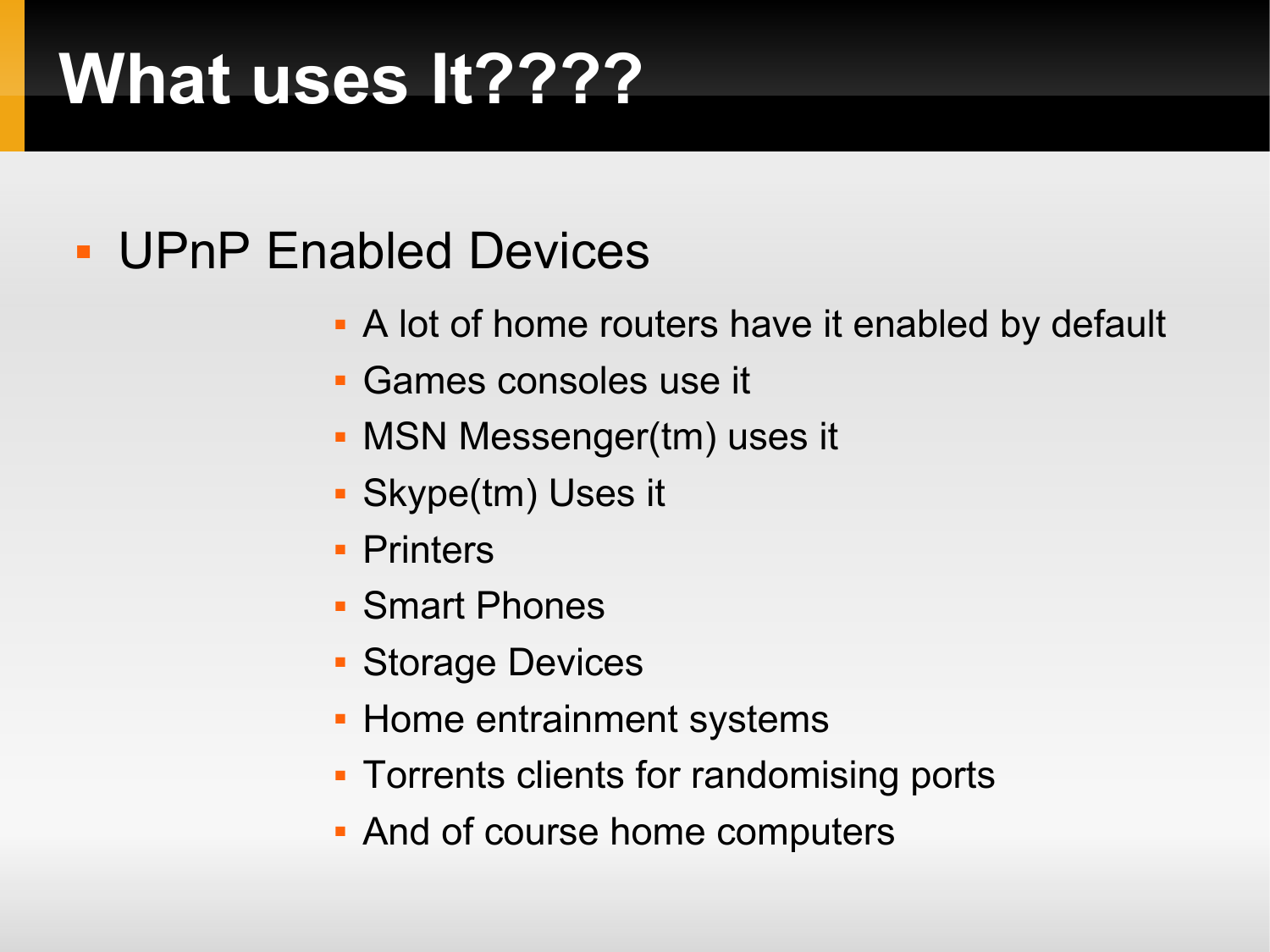# What uses It????

- UPnP Enabled Devices
  - A lot of home routers have it enabled by default
  - Games consoles use it
  - MSN Messenger(tm) uses it
  - Skype(tm) Uses it
  - Printers
  - Smart Phones
  - Storage Devices
  - Home entrainment systems
  - Torrents clients for randomising ports
  - And of course home computers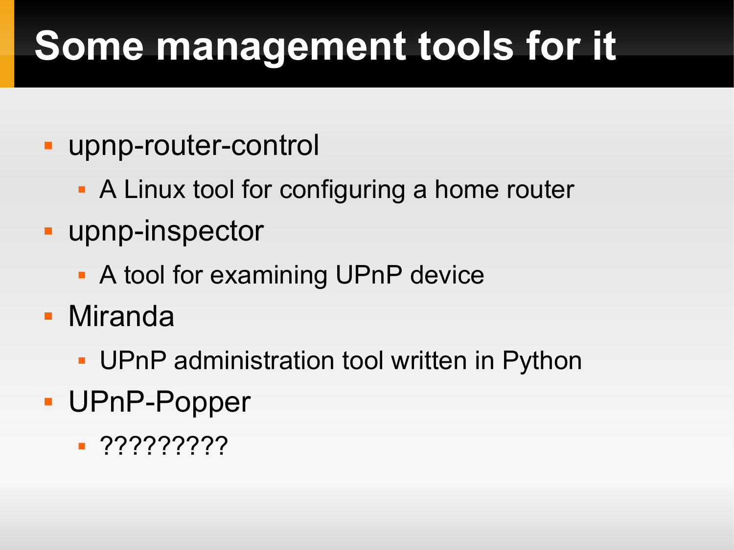# Some management tools for it

- upnp-router-control
  - A Linux tool for configuring a home router
- upnp-inspector
  - A tool for examining UPnP device
- Miranda
  - UPnP administration tool written in Python
- UPnP-Popper
  - ?????????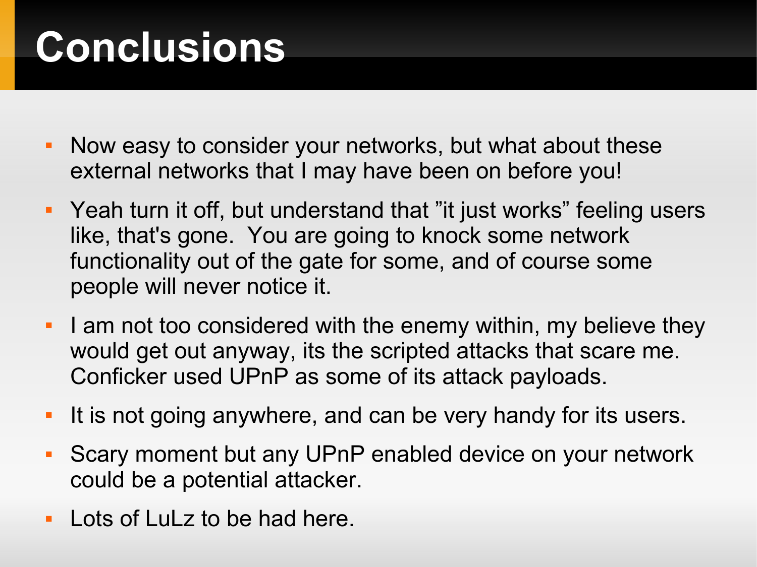# Conclusions

- Now easy to consider your networks, but what about these external networks that I may have been on before you!
- Yeah turn it off, but understand that ”it just works” feeling users like, that's gone. You are going to knock some network functionality out of the gate for some, and of course some people will never notice it.
- I am not too considered with the enemy within, my believe they would get out anyway, its the scripted attacks that scare me. Conficker used UPnP as some of its attack payloads.
- It is not going anywhere, and can be very handy for its users.
- Scary moment but any UPnP enabled device on your network could be a potential attacker.
- Lots of LuLz to be had here.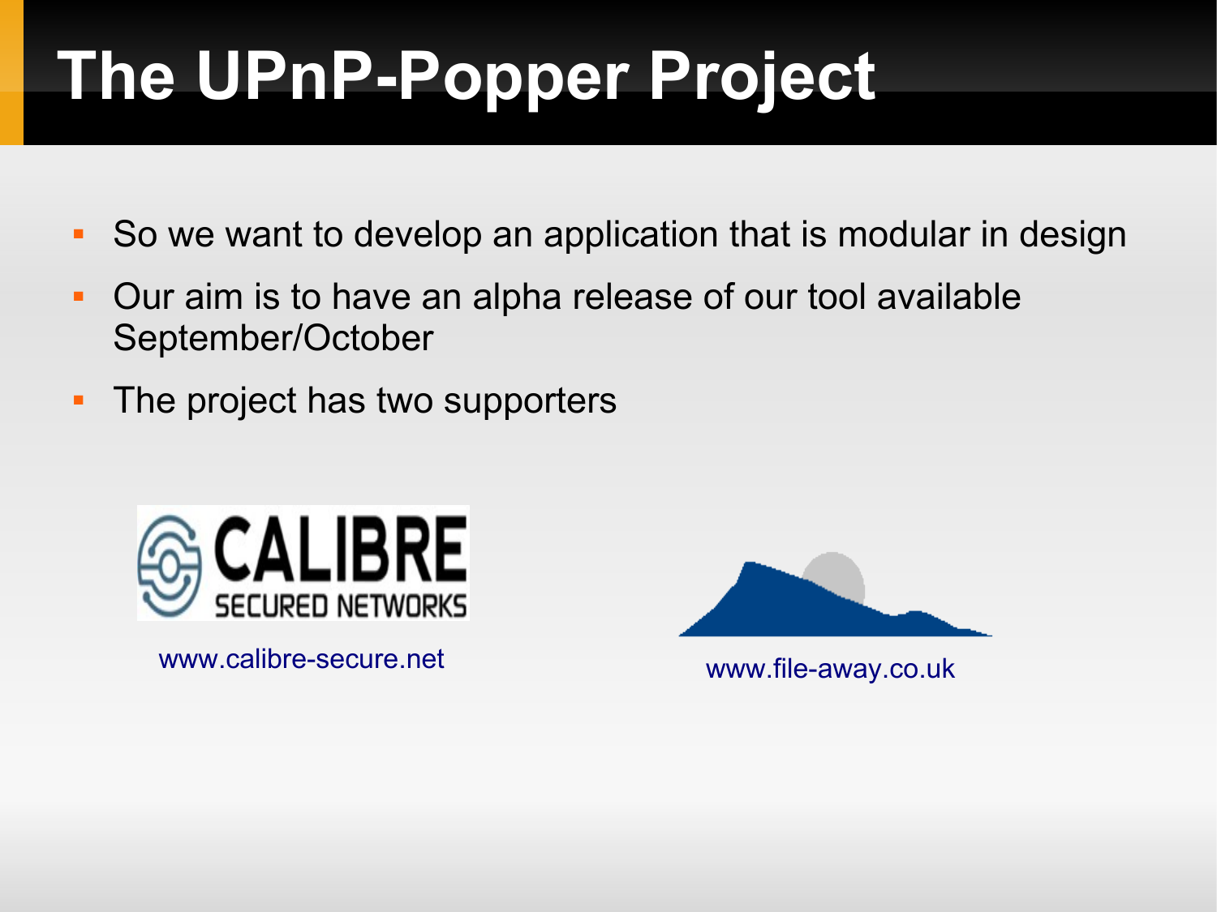# The UPnP-Popper Project

- So we want to develop an application that is modular in design
- Our aim is to have an alpha release of our tool available September/October
- The project has two supporters

CALIBRE SECURED NETWORKS

www.calibre-secure.net

www.file-away.co.uk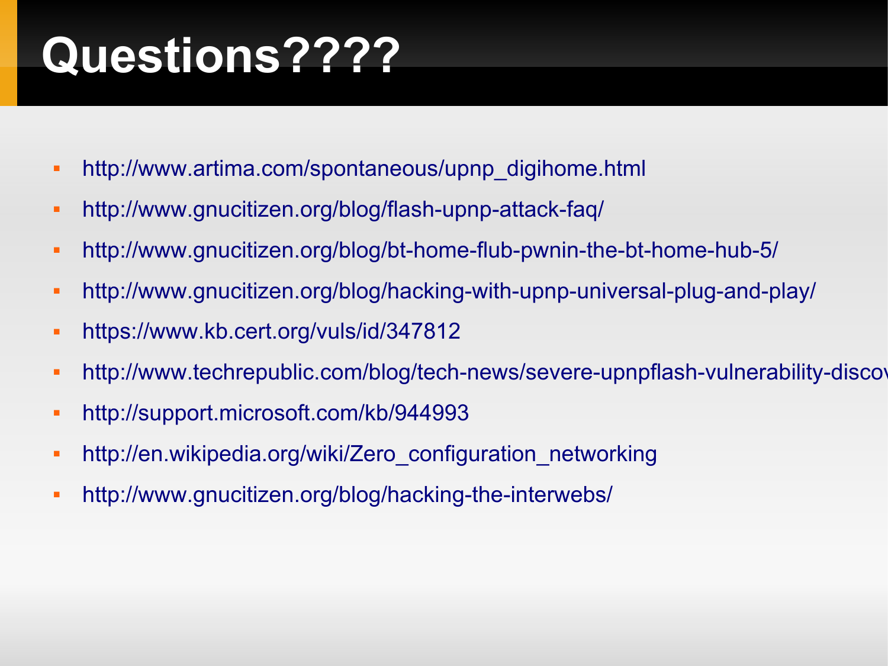# Questions????

- http://www.artima.com/spontaneous/upnp_digihome.html
- http://www.gnucitizen.org/blog/flash-upnp-attack-faq/
- http://www.gnucitizen.org/blog/bt-home-flub-pwnin-the-bt-home-hub-5/
- http://www.gnucitizen.org/blog/hacking-with-upnp-universal-plug-and-play/
- https://www.kb.cert.org/vuls/id/347812
- http://www.techrepublic.com/blog/tech-news/severe-upnpflash-vulnerability-disco
- http://support.microsoft.com/kb/944993
- http://en.wikipedia.org/wiki/Zero_configuration_networking
- http://www.gnucitizen.org/blog/hacking-the-interwebs/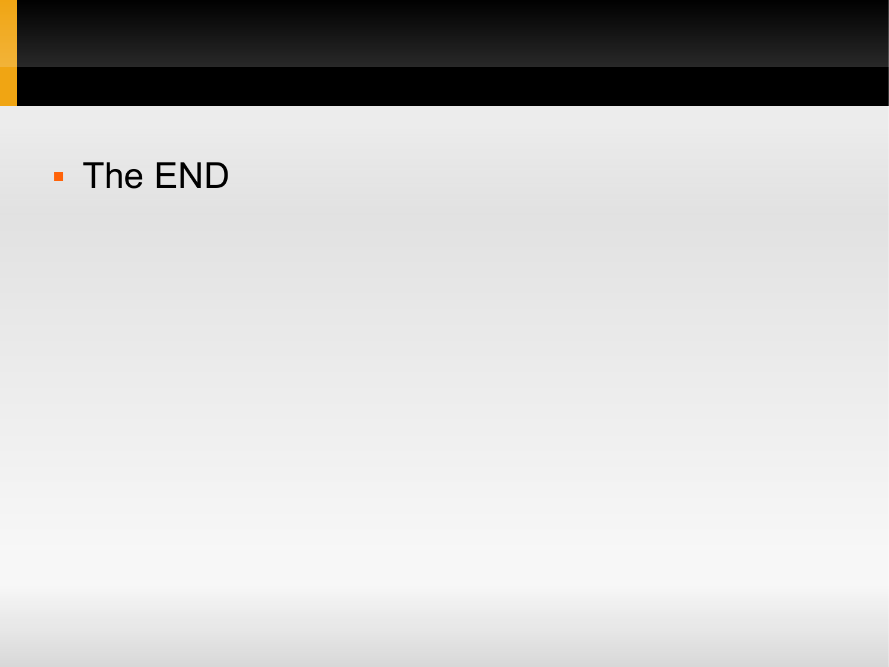- The END